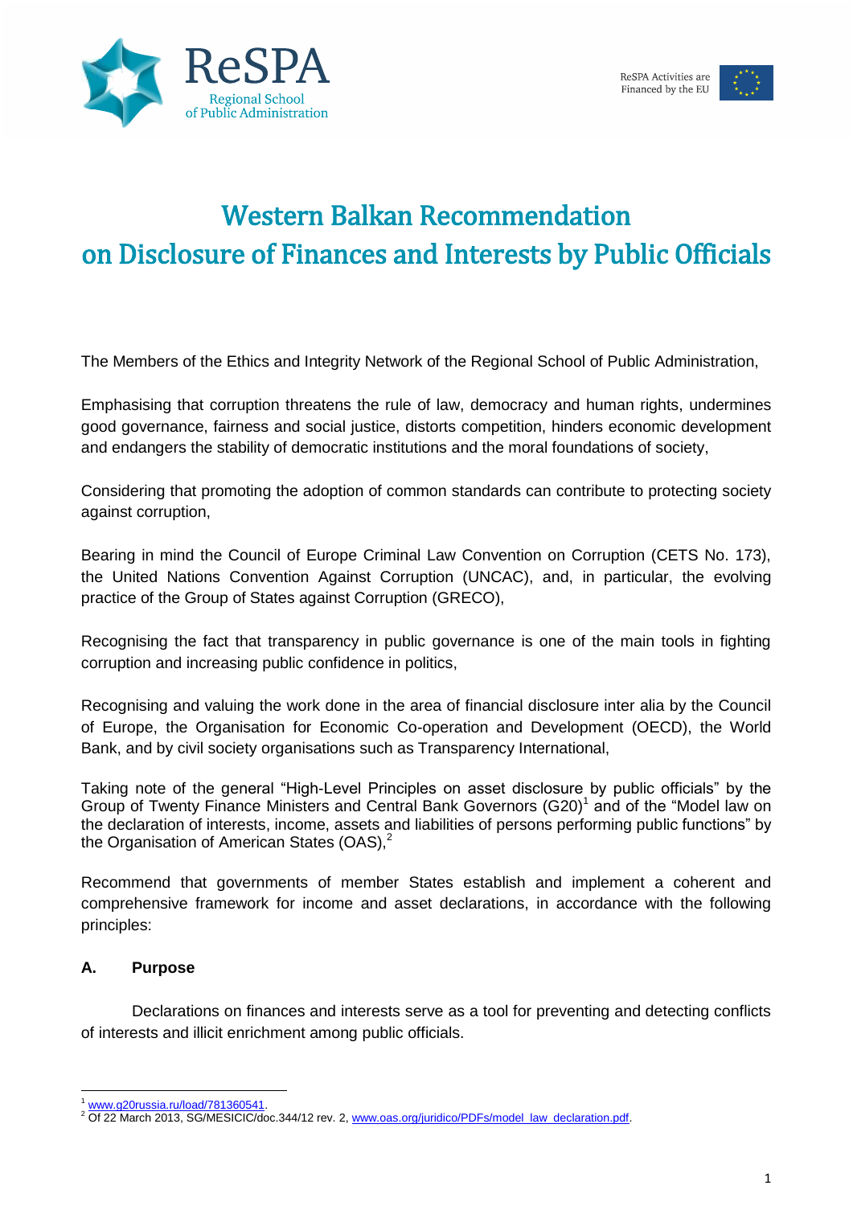ReSPA Regional School of Public Administration

ReSPA Activities are Financed by the EU

# Western Balkan Recommendation on Disclosure of Finances and Interests by Public Officials

The Members of the Ethics and Integrity Network of the Regional School of Public Administration,

Emphasising that corruption threatens the rule of law, democracy and human rights, undermines good governance, fairness and social justice, distorts competition, hinders economic development and endangers the stability of democratic institutions and the moral foundations of society,

Considering that promoting the adoption of common standards can contribute to protecting society against corruption,

Bearing in mind the Council of Europe Criminal Law Convention on Corruption (CETS No. 173), the United Nations Convention Against Corruption (UNCAC), and, in particular, the evolving practice of the Group of States against Corruption (GRECO),

Recognising the fact that transparency in public governance is one of the main tools in fighting corruption and increasing public confidence in politics,

Recognising and valuing the work done in the area of financial disclosure inter alia by the Council of Europe, the Organisation for Economic Co-operation and Development (OECD), the World Bank, and by civil society organisations such as Transparency International,

Taking note of the general "High-Level Principles on asset disclosure by public officials" by the Group of Twenty Finance Ministers and Central Bank Governors (G20)[1] and of the "Model law on the declaration of interests, income, assets and liabilities of persons performing public functions" by the Organisation of American States (OAS),[2]

Recommend that governments of member States establish and implement a coherent and comprehensive framework for income and asset declarations, in accordance with the following principles:

## A. Purpose

Declarations on finances and interests serve as a tool for preventing and detecting conflicts of interests and illicit enrichment among public officials.

---

[1] www.g20russia.ru/load/781360541.

[2] Of 22 March 2013, SG/MESICIC/doc.344/12 rev. 2, www.oas.org/juridico/PDFs/model_law_declaration.pdf.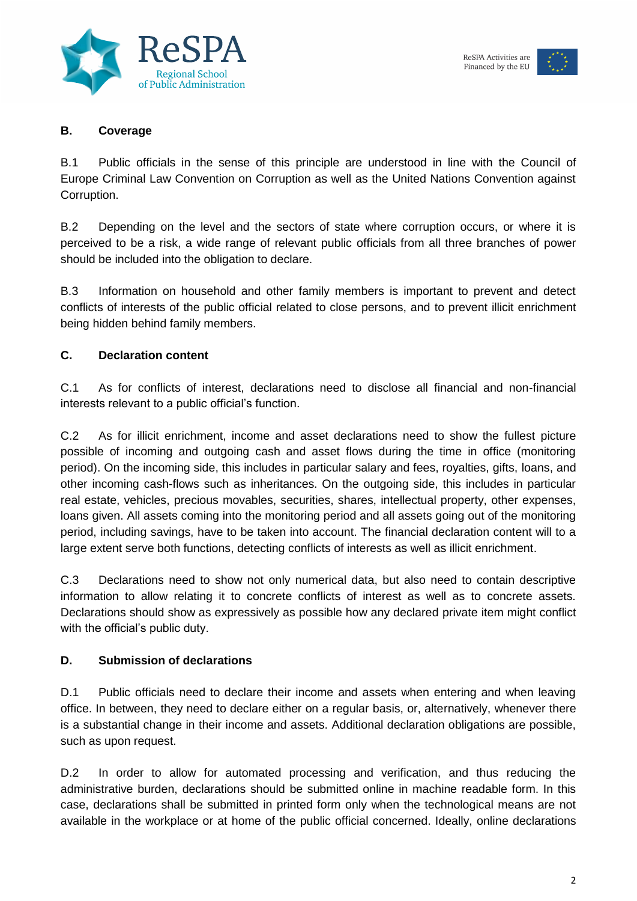## B. Coverage

B.1 Public officials in the sense of this principle are understood in line with the Council of Europe Criminal Law Convention on Corruption as well as the United Nations Convention against Corruption.

B.2 Depending on the level and the sectors of state where corruption occurs, or where it is perceived to be a risk, a wide range of relevant public officials from all three branches of power should be included into the obligation to declare.

B.3 Information on household and other family members is important to prevent and detect conflicts of interests of the public official related to close persons, and to prevent illicit enrichment being hidden behind family members.

## C. Declaration content

C.1 As for conflicts of interest, declarations need to disclose all financial and non-financial interests relevant to a public official's function.

C.2 As for illicit enrichment, income and asset declarations need to show the fullest picture possible of incoming and outgoing cash and asset flows during the time in office (monitoring period). On the incoming side, this includes in particular salary and fees, royalties, gifts, loans, and other incoming cash-flows such as inheritances. On the outgoing side, this includes in particular real estate, vehicles, precious movables, securities, shares, intellectual property, other expenses, loans given. All assets coming into the monitoring period and all assets going out of the monitoring period, including savings, have to be taken into account. The financial declaration content will to a large extent serve both functions, detecting conflicts of interests as well as illicit enrichment.

C.3 Declarations need to show not only numerical data, but also need to contain descriptive information to allow relating it to concrete conflicts of interest as well as to concrete assets. Declarations should show as expressively as possible how any declared private item might conflict with the official's public duty.

## D. Submission of declarations

D.1 Public officials need to declare their income and assets when entering and when leaving office. In between, they need to declare either on a regular basis, or, alternatively, whenever there is a substantial change in their income and assets. Additional declaration obligations are possible, such as upon request.

D.2 In order to allow for automated processing and verification, and thus reducing the administrative burden, declarations should be submitted online in machine readable form. In this case, declarations shall be submitted in printed form only when the technological means are not available in the workplace or at home of the public official concerned. Ideally, online declarations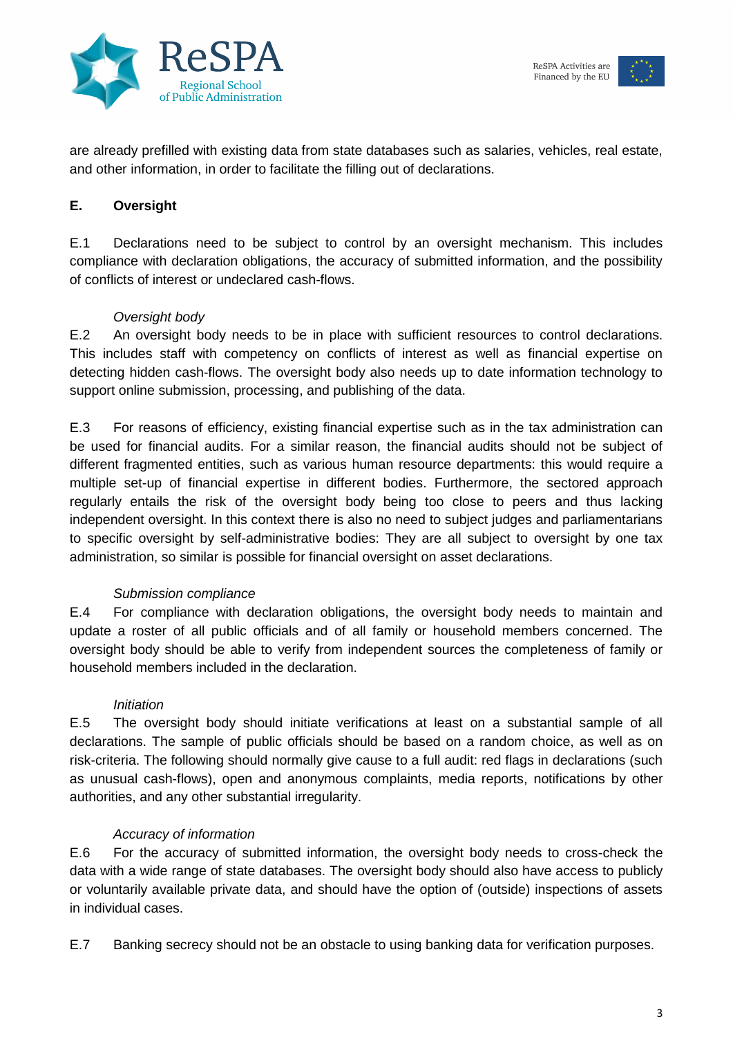are already prefilled with existing data from state databases such as salaries, vehicles, real estate, and other information, in order to facilitate the filling out of declarations.

## E. Oversight

E.1 Declarations need to be subject to control by an oversight mechanism. This includes compliance with declaration obligations, the accuracy of submitted information, and the possibility of conflicts of interest or undeclared cash-flows.

*Oversight body*

E.2 An oversight body needs to be in place with sufficient resources to control declarations. This includes staff with competency on conflicts of interest as well as financial expertise on detecting hidden cash-flows. The oversight body also needs up to date information technology to support online submission, processing, and publishing of the data.

E.3 For reasons of efficiency, existing financial expertise such as in the tax administration can be used for financial audits. For a similar reason, the financial audits should not be subject of different fragmented entities, such as various human resource departments: this would require a multiple set-up of financial expertise in different bodies. Furthermore, the sectored approach regularly entails the risk of the oversight body being too close to peers and thus lacking independent oversight. In this context there is also no need to subject judges and parliamentarians to specific oversight by self-administrative bodies: They are all subject to oversight by one tax administration, so similar is possible for financial oversight on asset declarations.

*Submission compliance*

E.4 For compliance with declaration obligations, the oversight body needs to maintain and update a roster of all public officials and of all family or household members concerned. The oversight body should be able to verify from independent sources the completeness of family or household members included in the declaration.

*Initiation*

E.5 The oversight body should initiate verifications at least on a substantial sample of all declarations. The sample of public officials should be based on a random choice, as well as on risk-criteria. The following should normally give cause to a full audit: red flags in declarations (such as unusual cash-flows), open and anonymous complaints, media reports, notifications by other authorities, and any other substantial irregularity.

*Accuracy of information*

E.6 For the accuracy of submitted information, the oversight body needs to cross-check the data with a wide range of state databases. The oversight body should also have access to publicly or voluntarily available private data, and should have the option of (outside) inspections of assets in individual cases.

E.7 Banking secrecy should not be an obstacle to using banking data for verification purposes.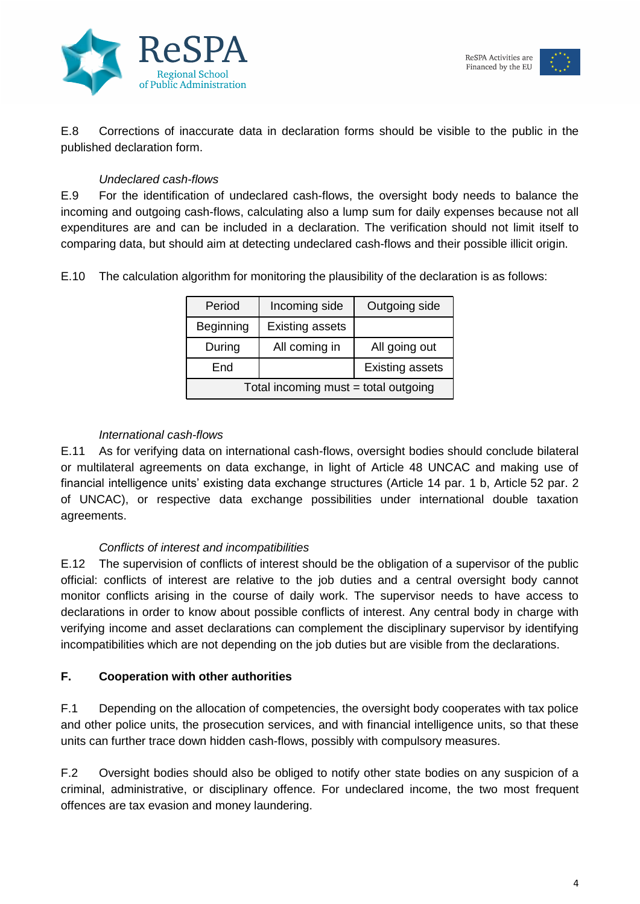E.8 Corrections of inaccurate data in declaration forms should be visible to the public in the published declaration form.

*Undeclared cash-flows*

E.9 For the identification of undeclared cash-flows, the oversight body needs to balance the incoming and outgoing cash-flows, calculating also a lump sum for daily expenses because not all expenditures are and can be included in a declaration. The verification should not limit itself to comparing data, but should aim at detecting undeclared cash-flows and their possible illicit origin.

E.10 The calculation algorithm for monitoring the plausibility of the declaration is as follows:

| Period | Incoming side | Outgoing side |
|---|---|---|
| Beginning | Existing assets | |
| During | All coming in | All going out |
| End | | Existing assets |
| Total incoming must = total outgoing | | |

*International cash-flows*

E.11 As for verifying data on international cash-flows, oversight bodies should conclude bilateral or multilateral agreements on data exchange, in light of Article 48 UNCAC and making use of financial intelligence units' existing data exchange structures (Article 14 par. 1 b, Article 52 par. 2 of UNCAC), or respective data exchange possibilities under international double taxation agreements.

*Conflicts of interest and incompatibilities*

E.12 The supervision of conflicts of interest should be the obligation of a supervisor of the public official: conflicts of interest are relative to the job duties and a central oversight body cannot monitor conflicts arising in the course of daily work. The supervisor needs to have access to declarations in order to know about possible conflicts of interest. Any central body in charge with verifying income and asset declarations can complement the disciplinary supervisor by identifying incompatibilities which are not depending on the job duties but are visible from the declarations.

## F. Cooperation with other authorities

F.1 Depending on the allocation of competencies, the oversight body cooperates with tax police and other police units, the prosecution services, and with financial intelligence units, so that these units can further trace down hidden cash-flows, possibly with compulsory measures.

F.2 Oversight bodies should also be obliged to notify other state bodies on any suspicion of a criminal, administrative, or disciplinary offence. For undeclared income, the two most frequent offences are tax evasion and money laundering.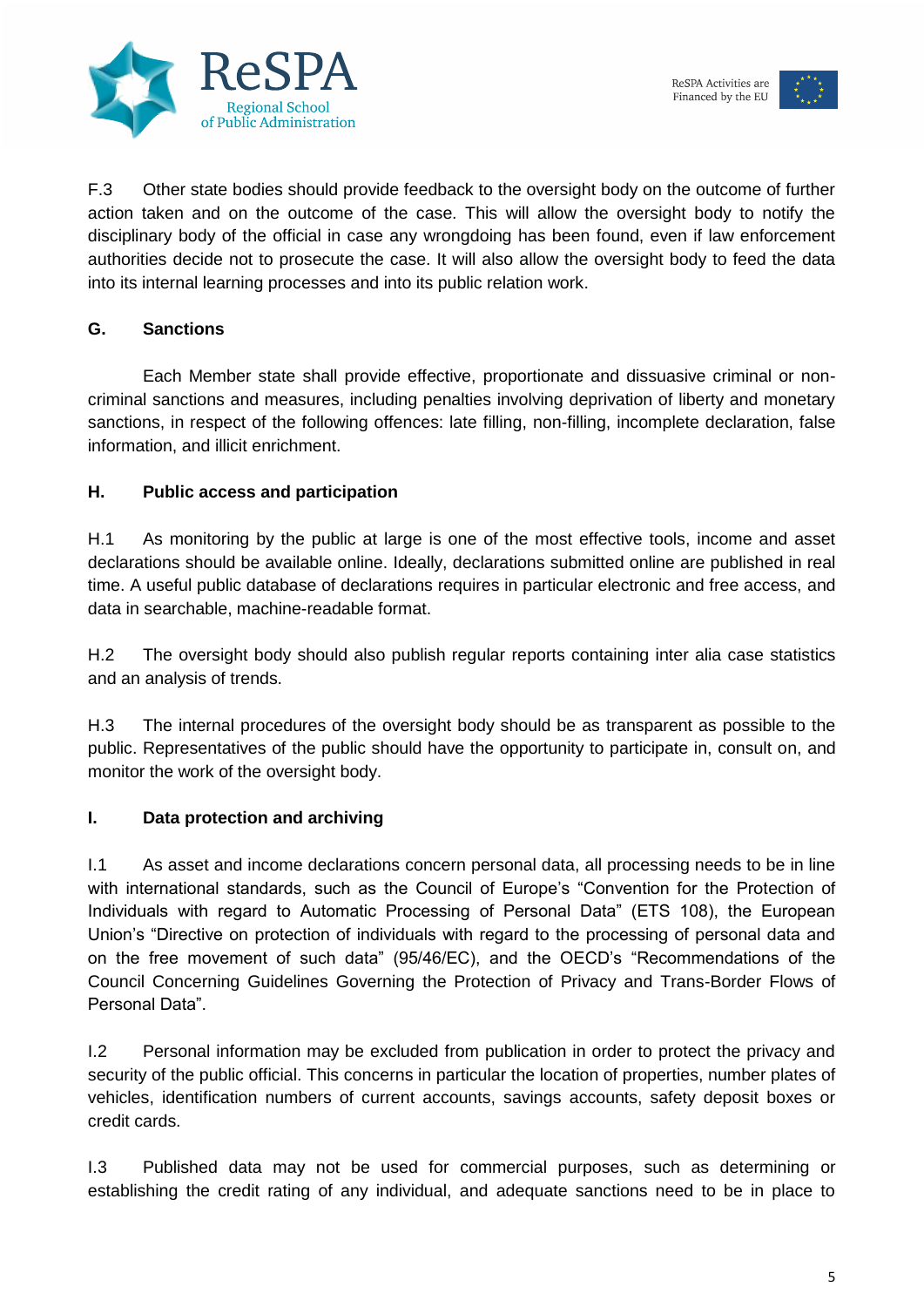F.3 Other state bodies should provide feedback to the oversight body on the outcome of further action taken and on the outcome of the case. This will allow the oversight body to notify the disciplinary body of the official in case any wrongdoing has been found, even if law enforcement authorities decide not to prosecute the case. It will also allow the oversight body to feed the data into its internal learning processes and into its public relation work.

## G. Sanctions

Each Member state shall provide effective, proportionate and dissuasive criminal or non-criminal sanctions and measures, including penalties involving deprivation of liberty and monetary sanctions, in respect of the following offences: late filling, non-filling, incomplete declaration, false information, and illicit enrichment.

## H. Public access and participation

H.1 As monitoring by the public at large is one of the most effective tools, income and asset declarations should be available online. Ideally, declarations submitted online are published in real time. A useful public database of declarations requires in particular electronic and free access, and data in searchable, machine-readable format.

H.2 The oversight body should also publish regular reports containing inter alia case statistics and an analysis of trends.

H.3 The internal procedures of the oversight body should be as transparent as possible to the public. Representatives of the public should have the opportunity to participate in, consult on, and monitor the work of the oversight body.

## I. Data protection and archiving

I.1 As asset and income declarations concern personal data, all processing needs to be in line with international standards, such as the Council of Europe's "Convention for the Protection of Individuals with regard to Automatic Processing of Personal Data" (ETS 108), the European Union's "Directive on protection of individuals with regard to the processing of personal data and on the free movement of such data" (95/46/EC), and the OECD's "Recommendations of the Council Concerning Guidelines Governing the Protection of Privacy and Trans-Border Flows of Personal Data".

I.2 Personal information may be excluded from publication in order to protect the privacy and security of the public official. This concerns in particular the location of properties, number plates of vehicles, identification numbers of current accounts, savings accounts, safety deposit boxes or credit cards.

I.3 Published data may not be used for commercial purposes, such as determining or establishing the credit rating of any individual, and adequate sanctions need to be in place to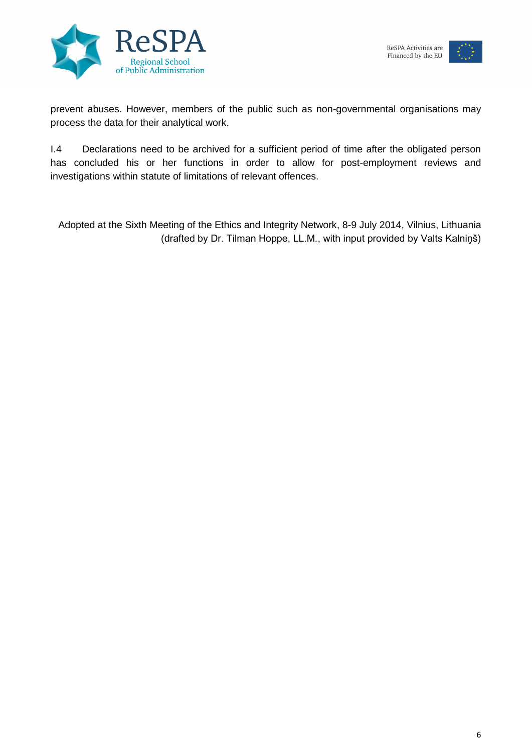prevent abuses. However, members of the public such as non-governmental organisations may process the data for their analytical work.

I.4 Declarations need to be archived for a sufficient period of time after the obligated person has concluded his or her functions in order to allow for post-employment reviews and investigations within statute of limitations of relevant offences.

Adopted at the Sixth Meeting of the Ethics and Integrity Network, 8-9 July 2014, Vilnius, Lithuania (drafted by Dr. Tilman Hoppe, LL.M., with input provided by Valts Kalniņš)